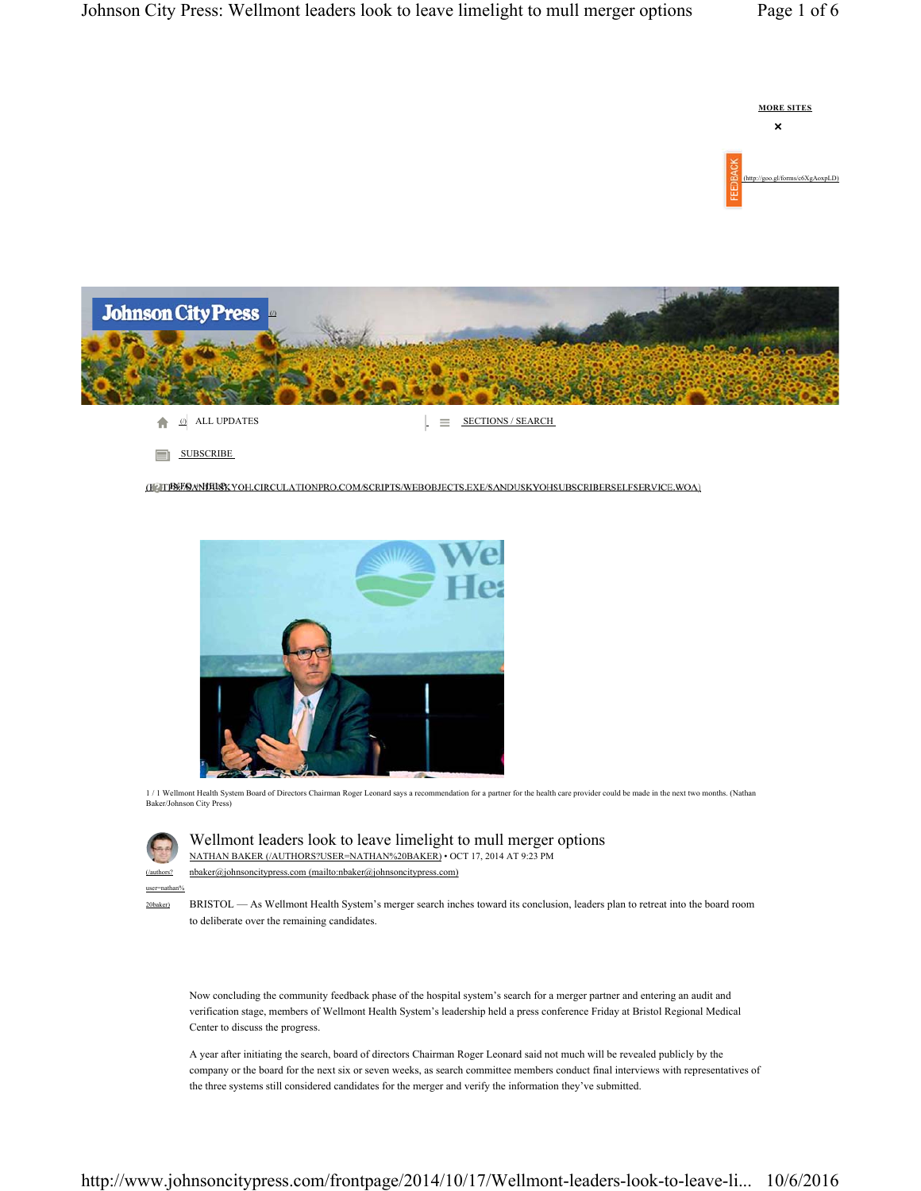MORE SITES

FEEDBACK (http://goo.gl/forms/c6XgAoxpLD)

Johnson City Press

ALL UPDATES

SECTIONS / SEARCH

SUBSCRIBE

(HTTPS://SANDUSKYOH.CIRCULATIONPRO.COM/SCRIPTS/WEBOBJECTS.EXE/SANDUSKYOHSUBSCRIBERSELFSERVICE.WOA)

1 / 1 Wellmont Health System Board of Directors Chairman Roger Leonard says a recommendation for a partner for the health care provider could be made in the next two months. (Nathan Baker/Johnson City Press)

# Wellmont leaders look to leave limelight to mull merger options

NATHAN BAKER (/AUTHORS?USER=NATHAN%20BAKER) • OCT 17, 2014 AT 9:23 PM

nbaker@johnsoncitypress.com (mailto:nbaker@johnsoncitypress.com)

BRISTOL — As Wellmont Health System's merger search inches toward its conclusion, leaders plan to retreat into the board room to deliberate over the remaining candidates.

Now concluding the community feedback phase of the hospital system's search for a merger partner and entering an audit and verification stage, members of Wellmont Health System's leadership held a press conference Friday at Bristol Regional Medical Center to discuss the progress.

A year after initiating the search, board of directors Chairman Roger Leonard said not much will be revealed publicly by the company or the board for the next six or seven weeks, as search committee members conduct final interviews with representatives of the three systems still considered candidates for the merger and verify the information they've submitted.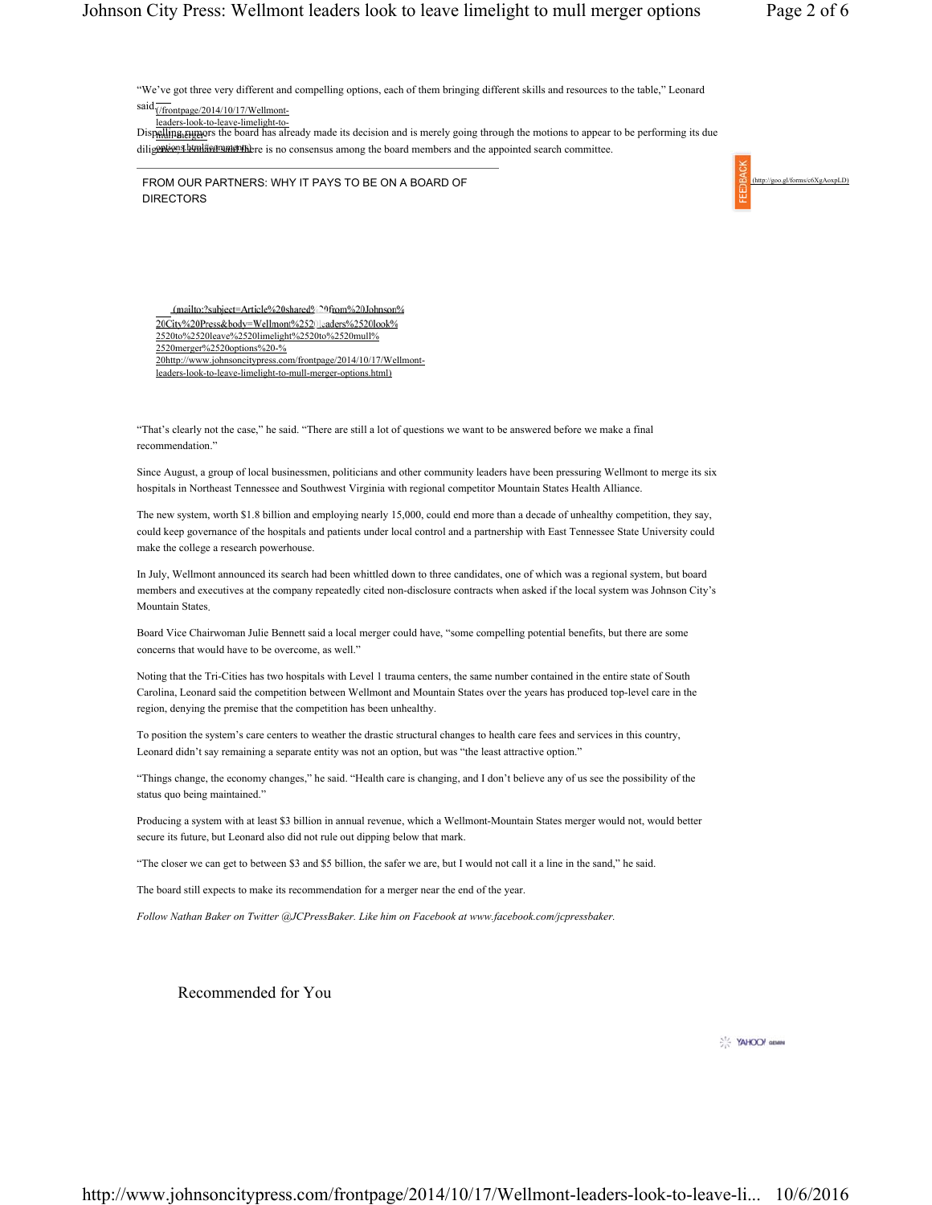"We've got three very different and compelling options, each of them bringing different skills and resources to the table," Leonard said.

Dispelling rumors the board has already made its decision and is merely going through the motions to appear to be performing its due diligence, Leonard said there is no consensus among the board members and the appointed search committee.

FROM OUR PARTNERS: WHY IT PAYS TO BE ON A BOARD OF DIRECTORS

"That's clearly not the case," he said. "There are still a lot of questions we want to be answered before we make a final recommendation."

Since August, a group of local businessmen, politicians and other community leaders have been pressuring Wellmont to merge its six hospitals in Northeast Tennessee and Southwest Virginia with regional competitor Mountain States Health Alliance.

The new system, worth $1.8 billion and employing nearly 15,000, could end more than a decade of unhealthy competition, they say, could keep governance of the hospitals and patients under local control and a partnership with East Tennessee State University could make the college a research powerhouse.

In July, Wellmont announced its search had been whittled down to three candidates, one of which was a regional system, but board members and executives at the company repeatedly cited non-disclosure contracts when asked if the local system was Johnson City's Mountain States.

Board Vice Chairwoman Julie Bennett said a local merger could have, "some compelling potential benefits, but there are some concerns that would have to be overcome, as well."

Noting that the Tri-Cities has two hospitals with Level 1 trauma centers, the same number contained in the entire state of South Carolina, Leonard said the competition between Wellmont and Mountain States over the years has produced top-level care in the region, denying the premise that the competition has been unhealthy.

To position the system's care centers to weather the drastic structural changes to health care fees and services in this country, Leonard didn't say remaining a separate entity was not an option, but was "the least attractive option."

"Things change, the economy changes," he said. "Health care is changing, and I don't believe any of us see the possibility of the status quo being maintained."

Producing a system with at least $3 billion in annual revenue, which a Wellmont-Mountain States merger would not, would better secure its future, but Leonard also did not rule out dipping below that mark.

"The closer we can get to between $3 and $5 billion, the safer we are, but I would not call it a line in the sand," he said.

The board still expects to make its recommendation for a merger near the end of the year.

*Follow Nathan Baker on Twitter @JCPressBaker. Like him on Facebook at www.facebook.com/jcpressbaker.*

Recommended for You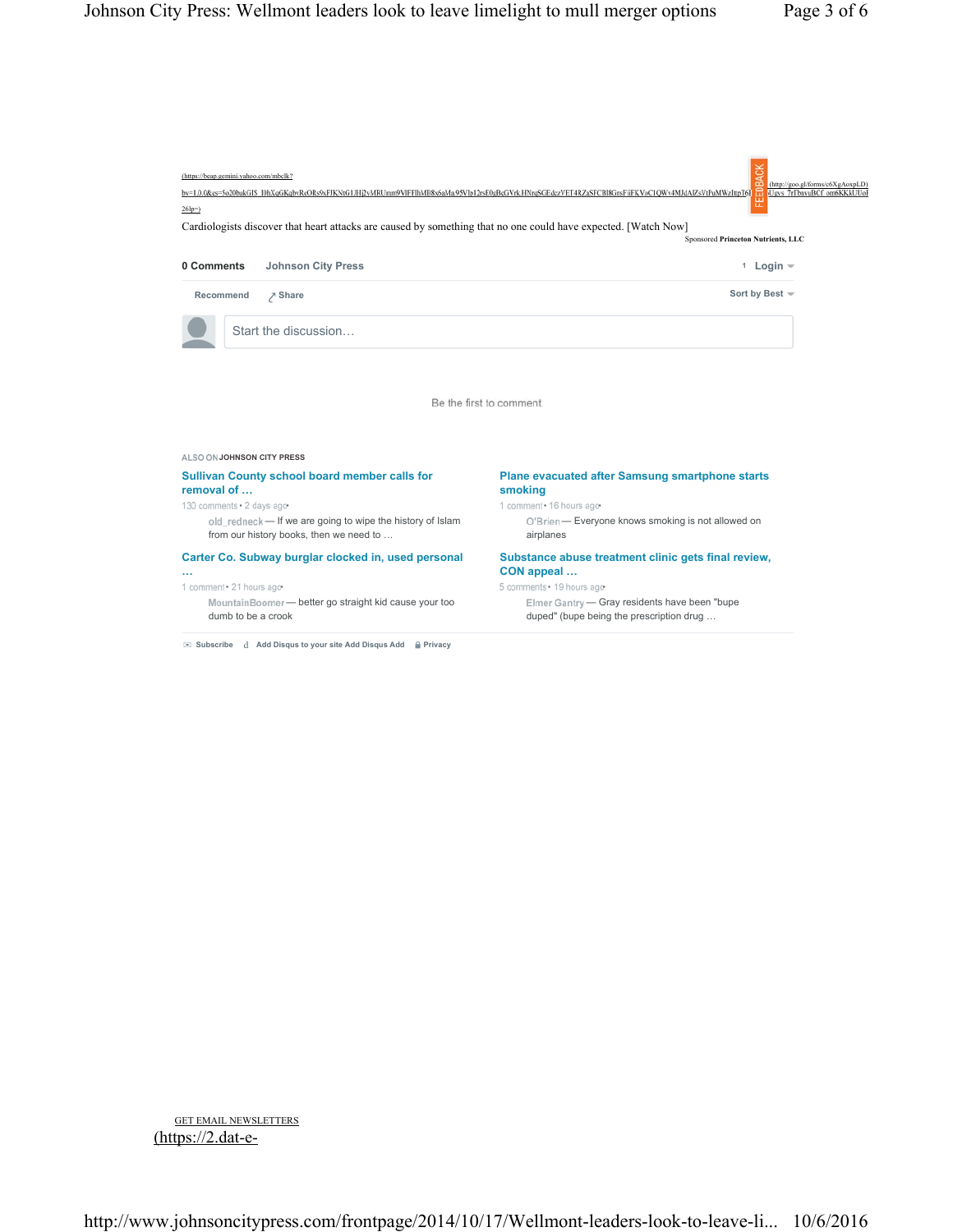(https://beap.gemini.yahoo.com/mbclk?bv=1.0.0&es=5o20bukGIS_I0hXqGKqbvRcORs9xFJKNtG1JHj2yMRUmm9VlFFlhMB8x6aMa95Vla12rsE0gBcGVrk1HNrqSGEdczVET4RZaSFCBI8GrsFiiFKVoC1QWx4MJdAlZsVtPuMWzItpT6l26lp=)

(http://goo.gl/forms/c6XgAoxpLD)

Cardiologists discover that heart attacks are caused by something that no one could have expected. [Watch Now]

Sponsored **Princeton Nutrients, LLC**

**0 Comments** Johnson City Press 1 Login

Recommend Share Sort by Best

Start the discussion…

Be the first to comment.

ALSO ON **JOHNSON CITY PRESS**

**Sullivan County school board member calls for removal of …**

130 comments • 2 days ago

old_redneck — If we are going to wipe the history of Islam from our history books, then we need to …

**Plane evacuated after Samsung smartphone starts smoking**

1 comment • 16 hours ago

O'Brien — Everyone knows smoking is not allowed on airplanes

**Carter Co. Subway burglar clocked in, used personal …**

1 comment • 21 hours ago

MountainBoomer — better go straight kid cause your too dumb to be a crook

**Substance abuse treatment clinic gets final review, CON appeal …**

5 comments • 19 hours ago

Elmer Gantry — Gray residents have been "bupe duped" (bupe being the prescription drug …

Subscribe · Add Disqus to your site Add Disqus Add · Privacy

GET EMAIL NEWSLETTERS

(https://2.dat-e-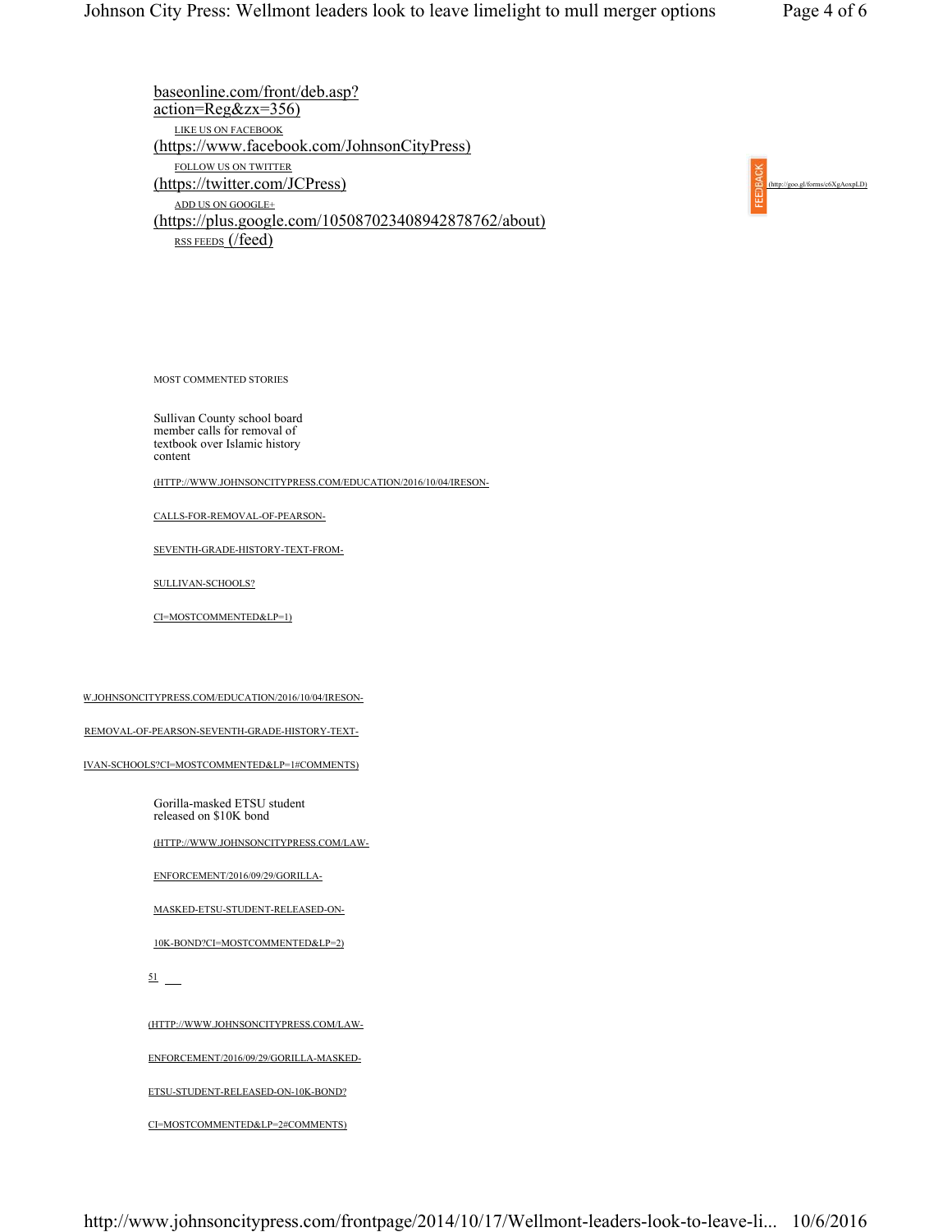baseonline.com/front/deb.asp?action=Reg&zx=356)

LIKE US ON FACEBOOK (https://www.facebook.com/JohnsonCityPress)

FOLLOW US ON TWITTER (https://twitter.com/JCPress)

ADD US ON GOOGLE+ (https://plus.google.com/105087023408942878762/about)

RSS FEEDS (/feed)

FEEDBACK (http://goo.gl/forms/c6XgAoxpLD)

MOST COMMENTED STORIES

Sullivan County school board member calls for removal of textbook over Islamic history content

(HTTP://WWW.JOHNSONCITYPRESS.COM/EDUCATION/2016/10/04/IRESON-CALLS-FOR-REMOVAL-OF-PEARSON-SEVENTH-GRADE-HISTORY-TEXT-FROM-SULLIVAN-SCHOOLS?CI=MOSTCOMMENTED&LP=1)

W.JOHNSONCITYPRESS.COM/EDUCATION/2016/10/04/IRESON-REMOVAL-OF-PEARSON-SEVENTH-GRADE-HISTORY-TEXT-IVAN-SCHOOLS?CI=MOSTCOMMENTED&LP=1#COMMENTS)

Gorilla-masked ETSU student released on $10K bond

(HTTP://WWW.JOHNSONCITYPRESS.COM/LAW-ENFORCEMENT/2016/09/29/GORILLA-MASKED-ETSU-STUDENT-RELEASED-ON-10K-BOND?CI=MOSTCOMMENTED&LP=2)

51

(HTTP://WWW.JOHNSONCITYPRESS.COM/LAW-ENFORCEMENT/2016/09/29/GORILLA-MASKED-ETSU-STUDENT-RELEASED-ON-10K-BOND?CI=MOSTCOMMENTED&LP=2#COMMENTS)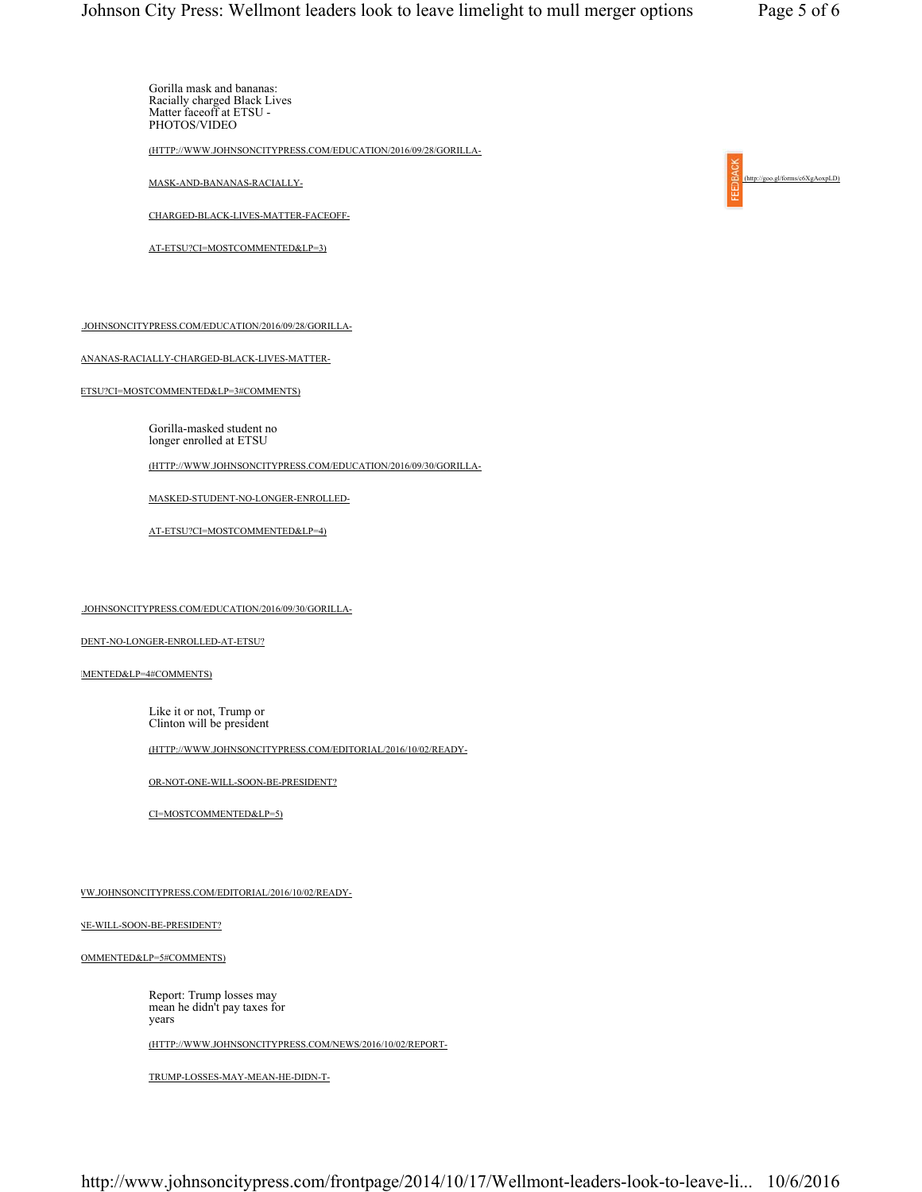Gorilla mask and bananas: Racially charged Black Lives Matter faceoff at ETSU - PHOTOS/VIDEO

(HTTP://WWW.JOHNSONCITYPRESS.COM/EDUCATION/2016/09/28/GORILLA-MASK-AND-BANANAS-RACIALLY-CHARGED-BLACK-LIVES-MATTER-FACEOFF-AT-ETSU?CI=MOSTCOMMENTED&LP=3)

FEEDBACK (http://goo.gl/forms/c6XgAoxpLD)

.JOHNSONCITYPRESS.COM/EDUCATION/2016/09/28/GORILLA-ANANAS-RACIALLY-CHARGED-BLACK-LIVES-MATTER-ETSU?CI=MOSTCOMMENTED&LP=3#COMMENTS)

Gorilla-masked student no longer enrolled at ETSU

(HTTP://WWW.JOHNSONCITYPRESS.COM/EDUCATION/2016/09/30/GORILLA-MASKED-STUDENT-NO-LONGER-ENROLLED-AT-ETSU?CI=MOSTCOMMENTED&LP=4)

.JOHNSONCITYPRESS.COM/EDUCATION/2016/09/30/GORILLA-DENT-NO-LONGER-ENROLLED-AT-ETSU?MENTED&LP=4#COMMENTS)

Like it or not, Trump or Clinton will be president

(HTTP://WWW.JOHNSONCITYPRESS.COM/EDITORIAL/2016/10/02/READY-OR-NOT-ONE-WILL-SOON-BE-PRESIDENT?CI=MOSTCOMMENTED&LP=5)

VW.JOHNSONCITYPRESS.COM/EDITORIAL/2016/10/02/READY-NE-WILL-SOON-BE-PRESIDENT?OMMENTED&LP=5#COMMENTS)

Report: Trump losses may mean he didn't pay taxes for years

(HTTP://WWW.JOHNSONCITYPRESS.COM/NEWS/2016/10/02/REPORT-TRUMP-LOSSES-MAY-MEAN-HE-DIDN-T-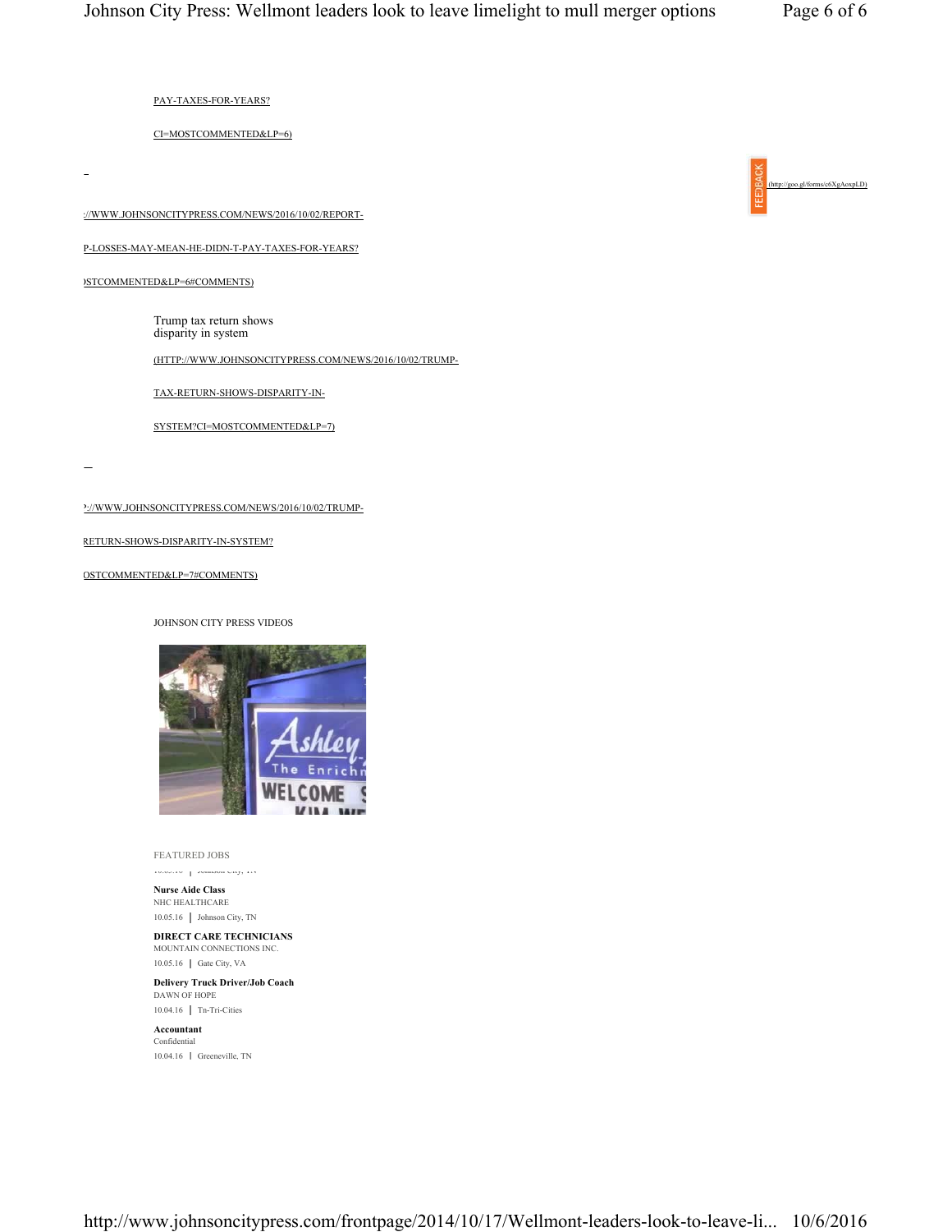PAY-TAXES-FOR-YEARS?

CI=MOSTCOMMENTED&LP=6)

FEEDBACK (http://goo.gl/forms/c6XgAoxpLD)

://WWW.JOHNSONCITYPRESS.COM/NEWS/2016/10/02/REPORT-

P-LOSSES-MAY-MEAN-HE-DIDN-T-PAY-TAXES-FOR-YEARS?

)STCOMMENTED&LP=6#COMMENTS)

Trump tax return shows disparity in system

(HTTP://WWW.JOHNSONCITYPRESS.COM/NEWS/2016/10/02/TRUMP-

TAX-RETURN-SHOWS-DISPARITY-IN-

SYSTEM?CI=MOSTCOMMENTED&LP=7)

—

?://WWW.JOHNSONCITYPRESS.COM/NEWS/2016/10/02/TRUMP-

RETURN-SHOWS-DISPARITY-IN-SYSTEM?

OSTCOMMENTED&LP=7#COMMENTS)

JOHNSON CITY PRESS VIDEOS

FEATURED JOBS

**Nurse Aide Class**
NHC HEALTHCARE
10.05.16 | Johnson City, TN

**DIRECT CARE TECHNICIANS**
MOUNTAIN CONNECTIONS INC.
10.05.16 | Gate City, VA

**Delivery Truck Driver/Job Coach**
DAWN OF HOPE
10.04.16 | Tn-Tri-Cities

**Accountant**
Confidential
10.04.16 | Greeneville, TN